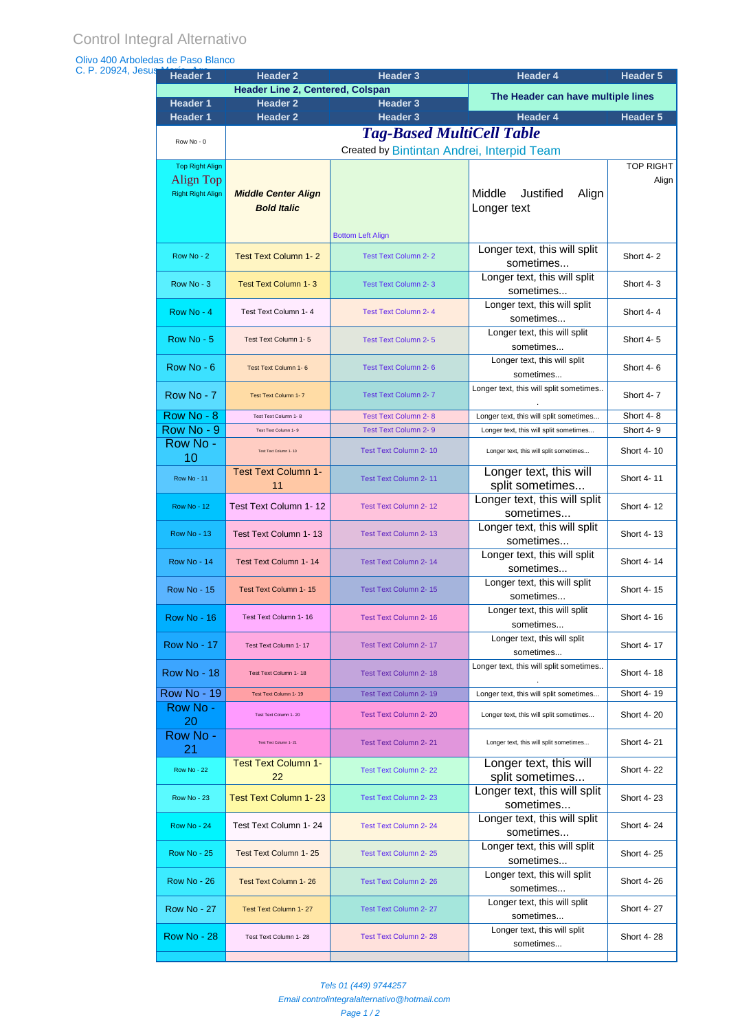Control Integral Alternativo

Olivo 400 Arboledas de Paso Blanco
C. P. 20924, Jesus

| Header 1 | Header 2 | Header 3 | Header 4 | Header 5 |
|---|---|---|---|---|
| Header Line 2, Centered, Colspan | | | The Header can have multiple lines | |
| Header 1 | Header 2 | Header 3 | | |
| Header 1 | Header 2 | Header 3 | Header 4 | Header 5 |
| Row No - 0 | ***Tag-Based MultiCell Table*** Created by Bintintan Andrei, Interpid Team | | | |
| Top Right Align Align Top Right Right Align | ***Middle Center Align Bold Italic*** | Bottom Left Align | Middle Justified Align Longer text | TOP RIGHT Align |
| Row No - 2 | Test Text Column 1- 2 | Test Text Column 2- 2 | Longer text, this will split sometimes... | Short 4- 2 |
| Row No - 3 | Test Text Column 1- 3 | Test Text Column 2- 3 | Longer text, this will split sometimes... | Short 4- 3 |
| Row No - 4 | Test Text Column 1- 4 | Test Text Column 2- 4 | Longer text, this will split sometimes... | Short 4- 4 |
| Row No - 5 | Test Text Column 1- 5 | Test Text Column 2- 5 | Longer text, this will split sometimes... | Short 4- 5 |
| Row No - 6 | Test Text Column 1- 6 | Test Text Column 2- 6 | Longer text, this will split sometimes... | Short 4- 6 |
| Row No - 7 | Test Text Column 1- 7 | Test Text Column 2- 7 | Longer text, this will split sometimes... | Short 4- 7 |
| Row No - 8 | Test Text Column 1- 8 | Test Text Column 2- 8 | Longer text, this will split sometimes... | Short 4- 8 |
| Row No - 9 | Test Text Column 1- 9 | Test Text Column 2- 9 | Longer text, this will split sometimes... | Short 4- 9 |
| Row No - 10 | Test Text Column 1- 10 | Test Text Column 2- 10 | Longer text, this will split sometimes... | Short 4- 10 |
| Row No - 11 | Test Text Column 1- 11 | Test Text Column 2- 11 | Longer text, this will split sometimes... | Short 4- 11 |
| Row No - 12 | Test Text Column 1- 12 | Test Text Column 2- 12 | Longer text, this will split sometimes... | Short 4- 12 |
| Row No - 13 | Test Text Column 1- 13 | Test Text Column 2- 13 | Longer text, this will split sometimes... | Short 4- 13 |
| Row No - 14 | Test Text Column 1- 14 | Test Text Column 2- 14 | Longer text, this will split sometimes... | Short 4- 14 |
| Row No - 15 | Test Text Column 1- 15 | Test Text Column 2- 15 | Longer text, this will split sometimes... | Short 4- 15 |
| Row No - 16 | Test Text Column 1- 16 | Test Text Column 2- 16 | Longer text, this will split sometimes... | Short 4- 16 |
| Row No - 17 | Test Text Column 1- 17 | Test Text Column 2- 17 | Longer text, this will split sometimes... | Short 4- 17 |
| Row No - 18 | Test Text Column 1- 18 | Test Text Column 2- 18 | Longer text, this will split sometimes... | Short 4- 18 |
| Row No - 19 | Test Text Column 1- 19 | Test Text Column 2- 19 | Longer text, this will split sometimes... | Short 4- 19 |
| Row No - 20 | Test Text Column 1- 20 | Test Text Column 2- 20 | Longer text, this will split sometimes... | Short 4- 20 |
| Row No - 21 | Test Text Column 1- 21 | Test Text Column 2- 21 | Longer text, this will split sometimes... | Short 4- 21 |
| Row No - 22 | Test Text Column 1- 22 | Test Text Column 2- 22 | Longer text, this will split sometimes... | Short 4- 22 |
| Row No - 23 | Test Text Column 1- 23 | Test Text Column 2- 23 | Longer text, this will split sometimes... | Short 4- 23 |
| Row No - 24 | Test Text Column 1- 24 | Test Text Column 2- 24 | Longer text, this will split sometimes... | Short 4- 24 |
| Row No - 25 | Test Text Column 1- 25 | Test Text Column 2- 25 | Longer text, this will split sometimes... | Short 4- 25 |
| Row No - 26 | Test Text Column 1- 26 | Test Text Column 2- 26 | Longer text, this will split sometimes... | Short 4- 26 |
| Row No - 27 | Test Text Column 1- 27 | Test Text Column 2- 27 | Longer text, this will split sometimes... | Short 4- 27 |
| Row No - 28 | Test Text Column 1- 28 | Test Text Column 2- 28 | Longer text, this will split sometimes... | Short 4- 28 |

*Tels 01 (449) 9744257*
*Email controlintegralalternativo@hotmail.com*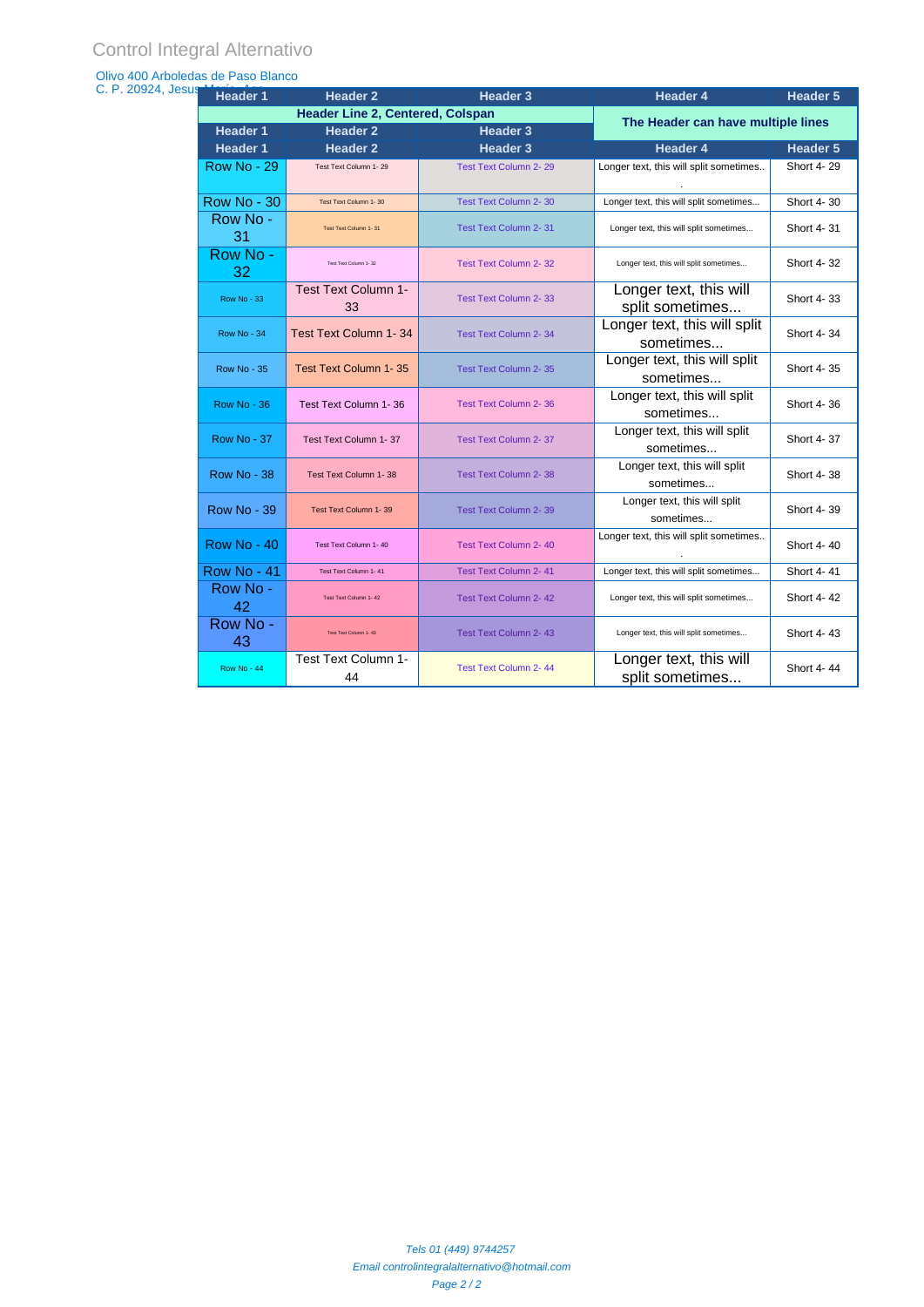Control Integral Alternativo

Olivo 400 Arboledas de Paso Blanco
C. P. 20924, Jesus

| Header 1 | Header 2 | Header 3 | Header 4 | Header 5 |
|---|---|---|---|---|
| Header Line 2, Centered, Colspan | | | The Header can have multiple lines | |
| Header 1 | Header 2 | Header 3 | | |
| Header 1 | Header 2 | Header 3 | Header 4 | Header 5 |
| Row No - 29 | Test Text Column 1- 29 | Test Text Column 2- 29 | Longer text, this will split sometimes... | Short 4- 29 |
| Row No - 30 | Test Text Column 1- 30 | Test Text Column 2- 30 | Longer text, this will split sometimes... | Short 4- 30 |
| Row No - 31 | Test Text Column 1- 31 | Test Text Column 2- 31 | Longer text, this will split sometimes... | Short 4- 31 |
| Row No - 32 | Test Text Column 1- 32 | Test Text Column 2- 32 | Longer text, this will split sometimes... | Short 4- 32 |
| Row No - 33 | Test Text Column 1- 33 | Test Text Column 2- 33 | Longer text, this will split sometimes... | Short 4- 33 |
| Row No - 34 | Test Text Column 1- 34 | Test Text Column 2- 34 | Longer text, this will split sometimes... | Short 4- 34 |
| Row No - 35 | Test Text Column 1- 35 | Test Text Column 2- 35 | Longer text, this will split sometimes... | Short 4- 35 |
| Row No - 36 | Test Text Column 1- 36 | Test Text Column 2- 36 | Longer text, this will split sometimes... | Short 4- 36 |
| Row No - 37 | Test Text Column 1- 37 | Test Text Column 2- 37 | Longer text, this will split sometimes... | Short 4- 37 |
| Row No - 38 | Test Text Column 1- 38 | Test Text Column 2- 38 | Longer text, this will split sometimes... | Short 4- 38 |
| Row No - 39 | Test Text Column 1- 39 | Test Text Column 2- 39 | Longer text, this will split sometimes... | Short 4- 39 |
| Row No - 40 | Test Text Column 1- 40 | Test Text Column 2- 40 | Longer text, this will split sometimes... | Short 4- 40 |
| Row No - 41 | Test Text Column 1- 41 | Test Text Column 2- 41 | Longer text, this will split sometimes... | Short 4- 41 |
| Row No - 42 | Test Text Column 1- 42 | Test Text Column 2- 42 | Longer text, this will split sometimes... | Short 4- 42 |
| Row No - 43 | Test Text Column 1- 43 | Test Text Column 2- 43 | Longer text, this will split sometimes... | Short 4- 43 |
| Row No - 44 | Test Text Column 1- 44 | Test Text Column 2- 44 | Longer text, this will split sometimes... | Short 4- 44 |

*Tels 01 (449) 9744257*
*Email controlintegralalternativo@hotmail.com*